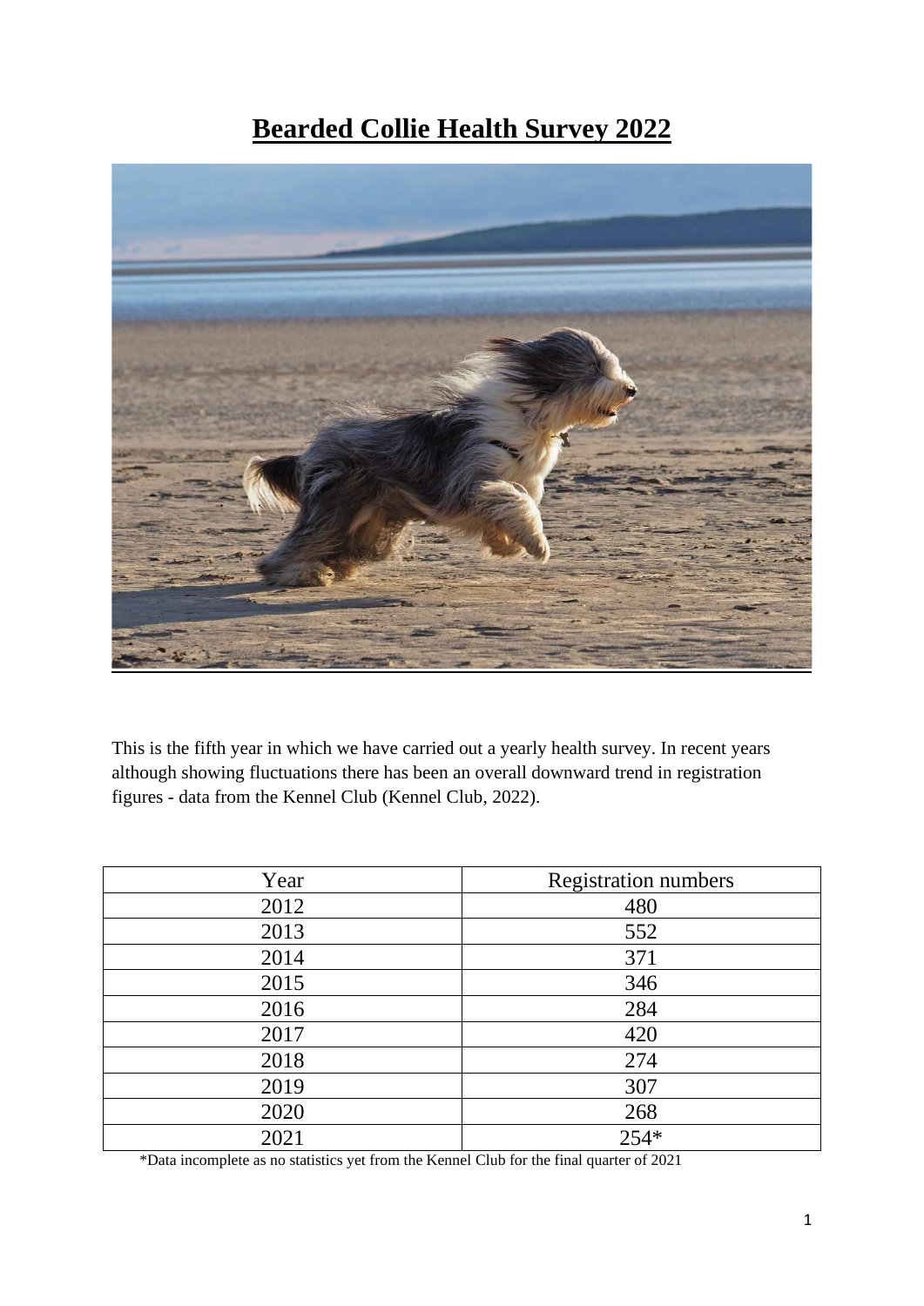# Bearded Collie Health Survey 2022

This is the fifth year in which we have carried out a yearly health survey. In recent years although showing fluctuations there has been an overall downward trend in registration figures - data from the Kennel Club (Kennel Club, 2022).

| Year | Registration numbers |
|---|---|
| 2012 | 480 |
| 2013 | 552 |
| 2014 | 371 |
| 2015 | 346 |
| 2016 | 284 |
| 2017 | 420 |
| 2018 | 274 |
| 2019 | 307 |
| 2020 | 268 |
| 2021 | 254* |

*Data incomplete as no statistics yet from the Kennel Club for the final quarter of 2021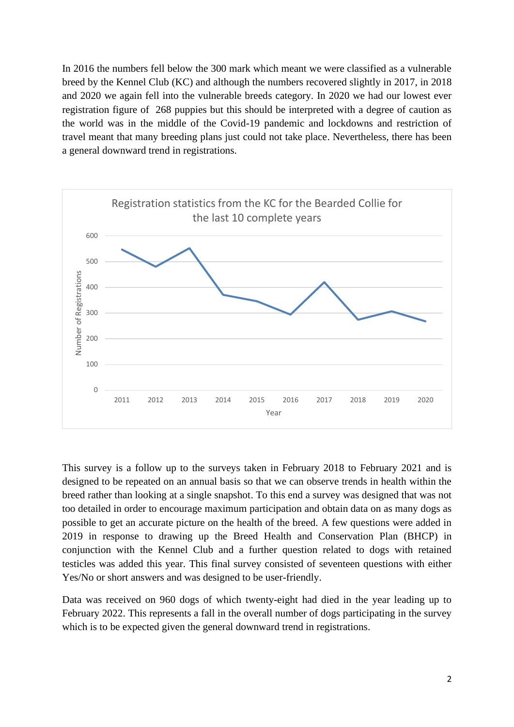In 2016 the numbers fell below the 300 mark which meant we were classified as a vulnerable breed by the Kennel Club (KC) and although the numbers recovered slightly in 2017, in 2018 and 2020 we again fell into the vulnerable breeds category. In 2020 we had our lowest ever registration figure of 268 puppies but this should be interpreted with a degree of caution as the world was in the middle of the Covid-19 pandemic and lockdowns and restriction of travel meant that many breeding plans just could not take place. Nevertheless, there has been a general downward trend in registrations.

Registration statistics from the KC for the Bearded Collie for the last 10 complete years

This survey is a follow up to the surveys taken in February 2018 to February 2021 and is designed to be repeated on an annual basis so that we can observe trends in health within the breed rather than looking at a single snapshot. To this end a survey was designed that was not too detailed in order to encourage maximum participation and obtain data on as many dogs as possible to get an accurate picture on the health of the breed. A few questions were added in 2019 in response to drawing up the Breed Health and Conservation Plan (BHCP) in conjunction with the Kennel Club and a further question related to dogs with retained testicles was added this year. This final survey consisted of seventeen questions with either Yes/No or short answers and was designed to be user-friendly.

Data was received on 960 dogs of which twenty-eight had died in the year leading up to February 2022. This represents a fall in the overall number of dogs participating in the survey which is to be expected given the general downward trend in registrations.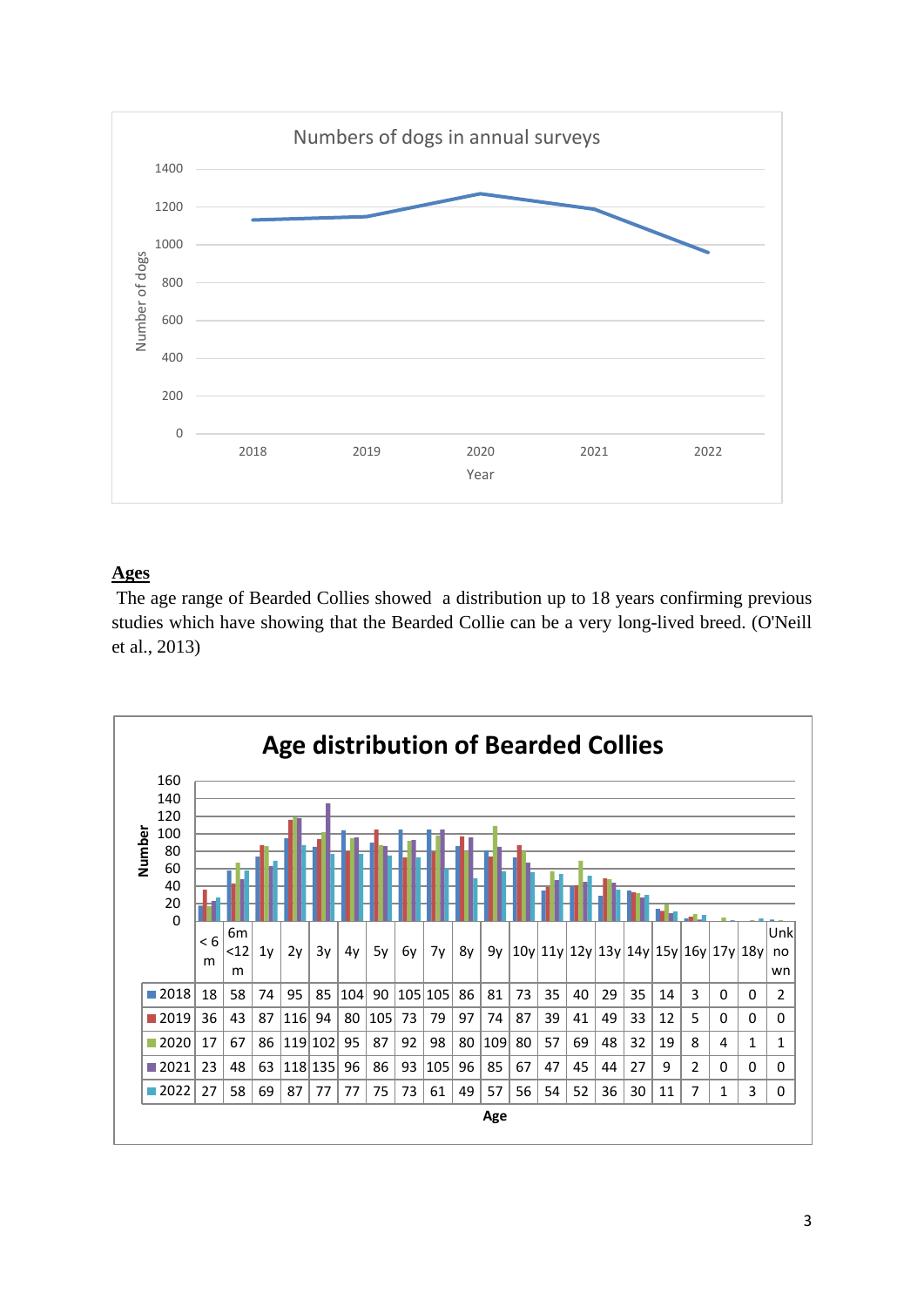Numbers of dogs in annual surveys

## Ages

The age range of Bearded Collies showed a distribution up to 18 years confirming previous studies which have showing that the Bearded Collie can be a very long-lived breed. (O'Neill et al., 2013)

**Age distribution of Bearded Collies**

| Age | < 6 m | 6m <12 m | 1y | 2y | 3y | 4y | 5y | 6y | 7y | 8y | 9y | 10y | 11y | 12y | 13y | 14y | 15y | 16y | 17y | 18y | Unknown |
|---|---|---|---|---|---|---|---|---|---|---|---|---|---|---|---|---|---|---|---|---|---|
| 2018 | 18 | 58 | 74 | 95 | 85 | 104 | 90 | 105 | 105 | 86 | 81 | 73 | 35 | 40 | 29 | 35 | 14 | 3 | 0 | 0 | 2 |
| 2019 | 36 | 43 | 87 | 116 | 94 | 80 | 105 | 73 | 79 | 97 | 74 | 87 | 39 | 41 | 49 | 33 | 12 | 5 | 0 | 0 | 0 |
| 2020 | 17 | 67 | 86 | 119 | 102 | 95 | 87 | 92 | 98 | 80 | 109 | 80 | 57 | 69 | 48 | 32 | 19 | 8 | 4 | 1 | 1 |
| 2021 | 23 | 48 | 63 | 118 | 135 | 96 | 86 | 93 | 105 | 96 | 85 | 67 | 47 | 45 | 44 | 27 | 9 | 2 | 0 | 0 | 0 |
| 2022 | 27 | 58 | 69 | 87 | 77 | 77 | 75 | 73 | 61 | 49 | 57 | 56 | 54 | 52 | 36 | 30 | 11 | 7 | 1 | 3 | 0 |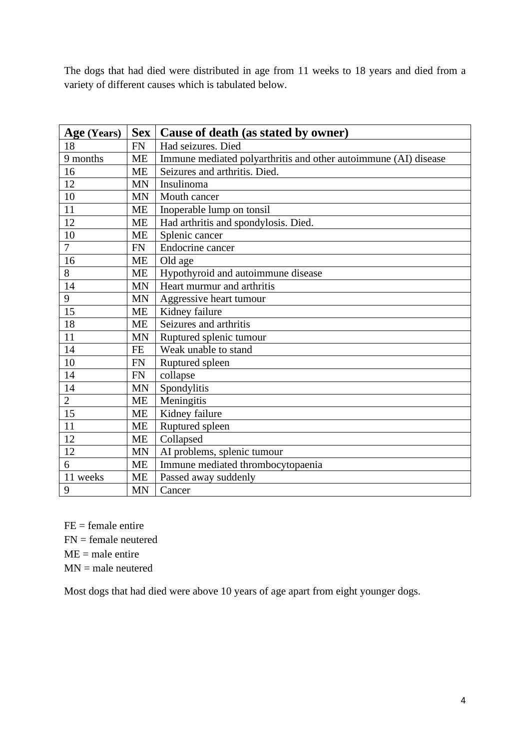The dogs that had died were distributed in age from 11 weeks to 18 years and died from a variety of different causes which is tabulated below.

| Age (Years) | Sex | Cause of death (as stated by owner) |
|---|---|---|
| 18 | FN | Had seizures. Died |
| 9 months | ME | Immune mediated polyarthritis and other autoimmune (AI) disease |
| 16 | ME | Seizures and arthritis. Died. |
| 12 | MN | Insulinoma |
| 10 | MN | Mouth cancer |
| 11 | ME | Inoperable lump on tonsil |
| 12 | ME | Had arthritis and spondylosis. Died. |
| 10 | ME | Splenic cancer |
| 7 | FN | Endocrine cancer |
| 16 | ME | Old age |
| 8 | ME | Hypothyroid and autoimmune disease |
| 14 | MN | Heart murmur and arthritis |
| 9 | MN | Aggressive heart tumour |
| 15 | ME | Kidney failure |
| 18 | ME | Seizures and arthritis |
| 11 | MN | Ruptured splenic tumour |
| 14 | FE | Weak unable to stand |
| 10 | FN | Ruptured spleen |
| 14 | FN | collapse |
| 14 | MN | Spondylitis |
| 2 | ME | Meningitis |
| 15 | ME | Kidney failure |
| 11 | ME | Ruptured spleen |
| 12 | ME | Collapsed |
| 12 | MN | AI problems, splenic tumour |
| 6 | ME | Immune mediated thrombocytopaenia |
| 11 weeks | ME | Passed away suddenly |
| 9 | MN | Cancer |

FE = female entire  
FN = female neutered  
ME = male entire  
MN = male neutered

Most dogs that had died were above 10 years of age apart from eight younger dogs.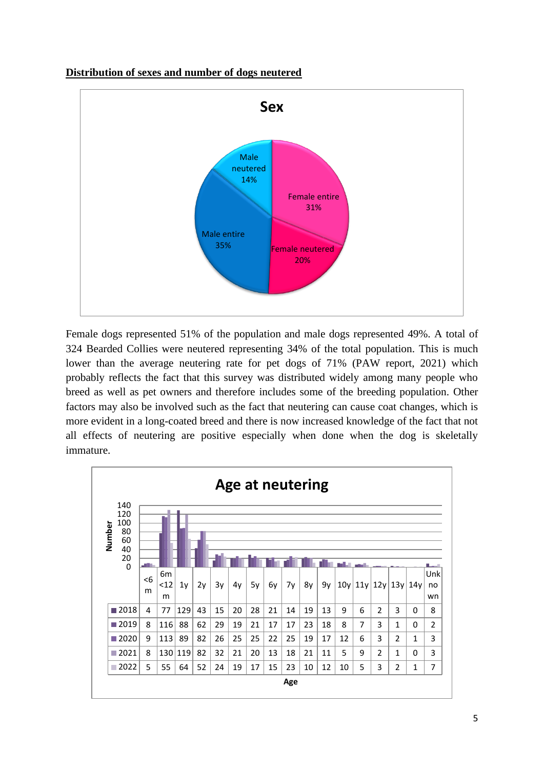**Distribution of sexes and number of dogs neutered**

**Sex**

- Female entire 31%
- Female neutered 20%
- Male entire 35%
- Male neutered 14%

Female dogs represented 51% of the population and male dogs represented 49%. A total of 324 Bearded Collies were neutered representing 34% of the total population. This is much lower than the average neutering rate for pet dogs of 71% (PAW report, 2021) which probably reflects the fact that this survey was distributed widely among many people who breed as well as pet owners and therefore includes some of the breeding population. Other factors may also be involved such as the fact that neutering can cause coat changes, which is more evident in a long-coated breed and there is now increased knowledge of the fact that not all effects of neutering are positive especially when done when the dog is skeletally immature.

**Age at neutering**

| Age | <6 m | 6m <12 m | 1y | 2y | 3y | 4y | 5y | 6y | 7y | 8y | 9y | 10y | 11y | 12y | 13y | 14y | Unknown |
|---|---|---|---|---|---|---|---|---|---|---|---|---|---|---|---|---|---|
| 2018 | 4 | 77 | 129 | 43 | 15 | 20 | 28 | 21 | 14 | 19 | 13 | 9 | 6 | 2 | 3 | 0 | 8 |
| 2019 | 8 | 116 | 88 | 62 | 29 | 19 | 21 | 17 | 17 | 23 | 18 | 8 | 7 | 3 | 1 | 0 | 2 |
| 2020 | 9 | 113 | 89 | 82 | 26 | 25 | 25 | 22 | 25 | 19 | 17 | 12 | 6 | 3 | 2 | 1 | 3 |
| 2021 | 8 | 130 | 119 | 82 | 32 | 21 | 20 | 13 | 18 | 21 | 11 | 5 | 9 | 2 | 1 | 0 | 3 |
| 2022 | 5 | 55 | 64 | 52 | 24 | 19 | 17 | 15 | 23 | 10 | 12 | 10 | 5 | 3 | 2 | 1 | 7 |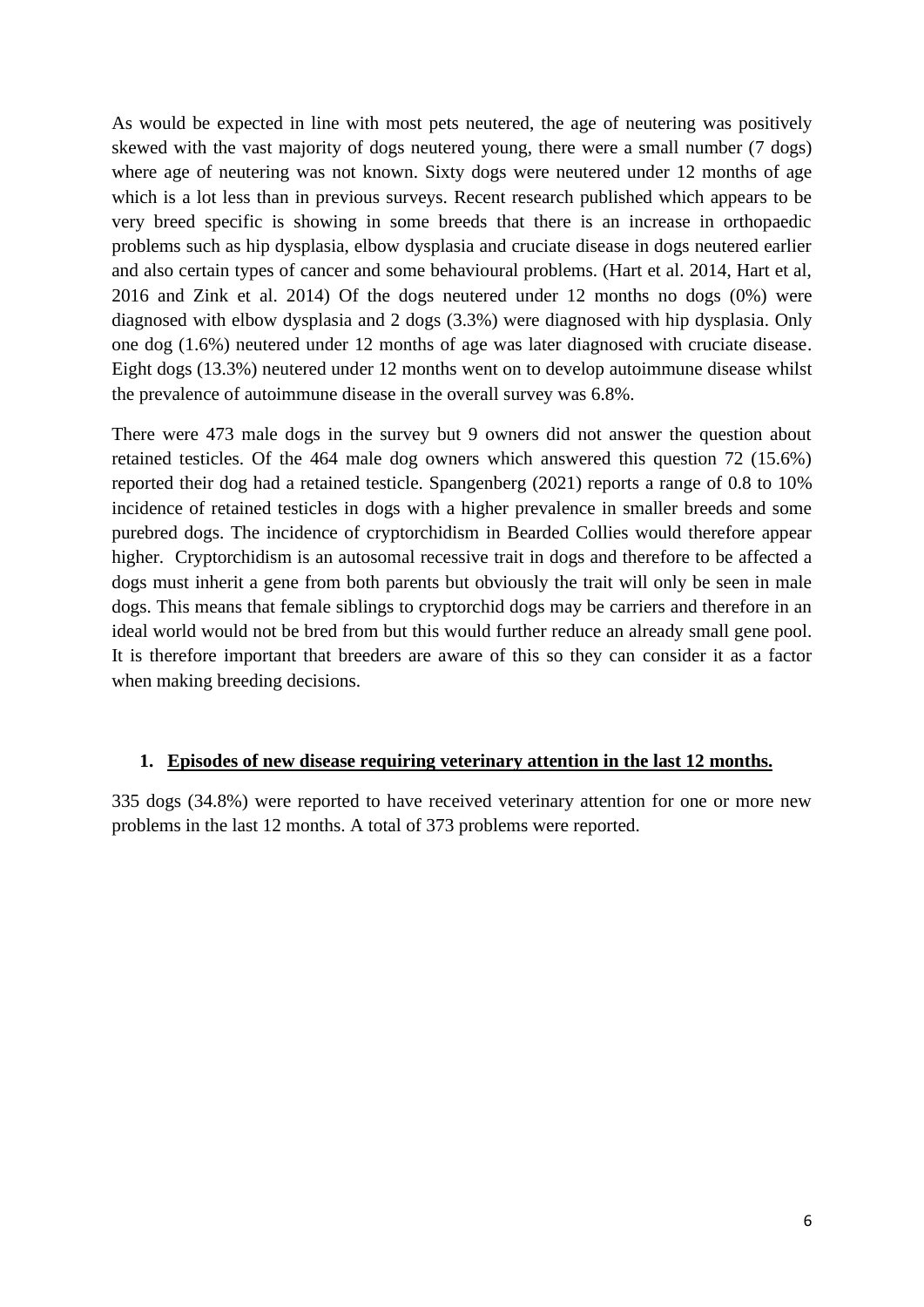As would be expected in line with most pets neutered, the age of neutering was positively skewed with the vast majority of dogs neutered young, there were a small number (7 dogs) where age of neutering was not known. Sixty dogs were neutered under 12 months of age which is a lot less than in previous surveys. Recent research published which appears to be very breed specific is showing in some breeds that there is an increase in orthopaedic problems such as hip dysplasia, elbow dysplasia and cruciate disease in dogs neutered earlier and also certain types of cancer and some behavioural problems. (Hart et al. 2014, Hart et al, 2016 and Zink et al. 2014) Of the dogs neutered under 12 months no dogs (0%) were diagnosed with elbow dysplasia and 2 dogs (3.3%) were diagnosed with hip dysplasia. Only one dog (1.6%) neutered under 12 months of age was later diagnosed with cruciate disease. Eight dogs (13.3%) neutered under 12 months went on to develop autoimmune disease whilst the prevalence of autoimmune disease in the overall survey was 6.8%.

There were 473 male dogs in the survey but 9 owners did not answer the question about retained testicles. Of the 464 male dog owners which answered this question 72 (15.6%) reported their dog had a retained testicle. Spangenberg (2021) reports a range of 0.8 to 10% incidence of retained testicles in dogs with a higher prevalence in smaller breeds and some purebred dogs. The incidence of cryptorchidism in Bearded Collies would therefore appear higher. Cryptorchidism is an autosomal recessive trait in dogs and therefore to be affected a dogs must inherit a gene from both parents but obviously the trait will only be seen in male dogs. This means that female siblings to cryptorchid dogs may be carriers and therefore in an ideal world would not be bred from but this would further reduce an already small gene pool. It is therefore important that breeders are aware of this so they can consider it as a factor when making breeding decisions.

1. **<u>Episodes of new disease requiring veterinary attention in the last 12 months.</u>**

335 dogs (34.8%) were reported to have received veterinary attention for one or more new problems in the last 12 months. A total of 373 problems were reported.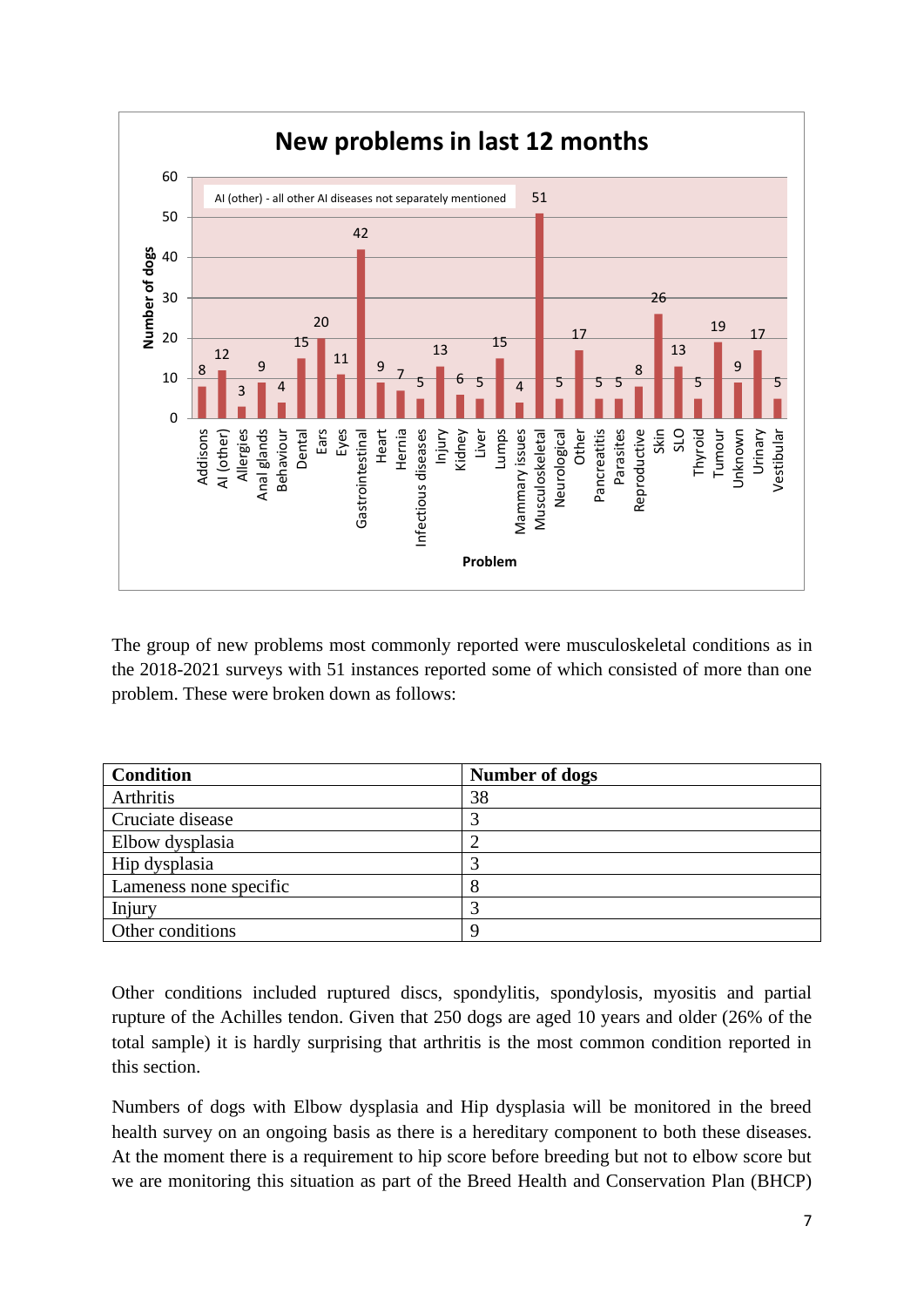**New problems in last 12 months**

AI (other) - all other AI diseases not separately mentioned

| Problem | Number of dogs |
|---|---|
| Addisons | 8 |
| AI (other) | 12 |
| Allergies | 3 |
| Anal glands | 9 |
| Behaviour | 4 |
| Dental | 15 |
| Ears | 20 |
| Eyes | 11 |
| Gastrointestinal | 42 |
| Heart | 9 |
| Hernia | 7 |
| Infectious diseases | 5 |
| Injury | 13 |
| Kidney | 6 |
| Liver | 5 |
| Lumps | 15 |
| Mammary issues | 4 |
| Musculoskeletal | 51 |
| Neurological | 5 |
| Other | 17 |
| Pancreatitis | 5 |
| Parasites | 5 |
| Reproductive | 8 |
| Skin | 26 |
| SLO | 13 |
| Thyroid | 5 |
| Tumour | 19 |
| Unknown | 9 |
| Urinary | 17 |
| Vestibular | 5 |

The group of new problems most commonly reported were musculoskeletal conditions as in the 2018-2021 surveys with 51 instances reported some of which consisted of more than one problem. These were broken down as follows:

| Condition | Number of dogs |
|---|---|
| Arthritis | 38 |
| Cruciate disease | 3 |
| Elbow dysplasia | 2 |
| Hip dysplasia | 3 |
| Lameness none specific | 8 |
| Injury | 3 |
| Other conditions | 9 |

Other conditions included ruptured discs, spondylitis, spondylosis, myositis and partial rupture of the Achilles tendon. Given that 250 dogs are aged 10 years and older (26% of the total sample) it is hardly surprising that arthritis is the most common condition reported in this section.

Numbers of dogs with Elbow dysplasia and Hip dysplasia will be monitored in the breed health survey on an ongoing basis as there is a hereditary component to both these diseases. At the moment there is a requirement to hip score before breeding but not to elbow score but we are monitoring this situation as part of the Breed Health and Conservation Plan (BHCP)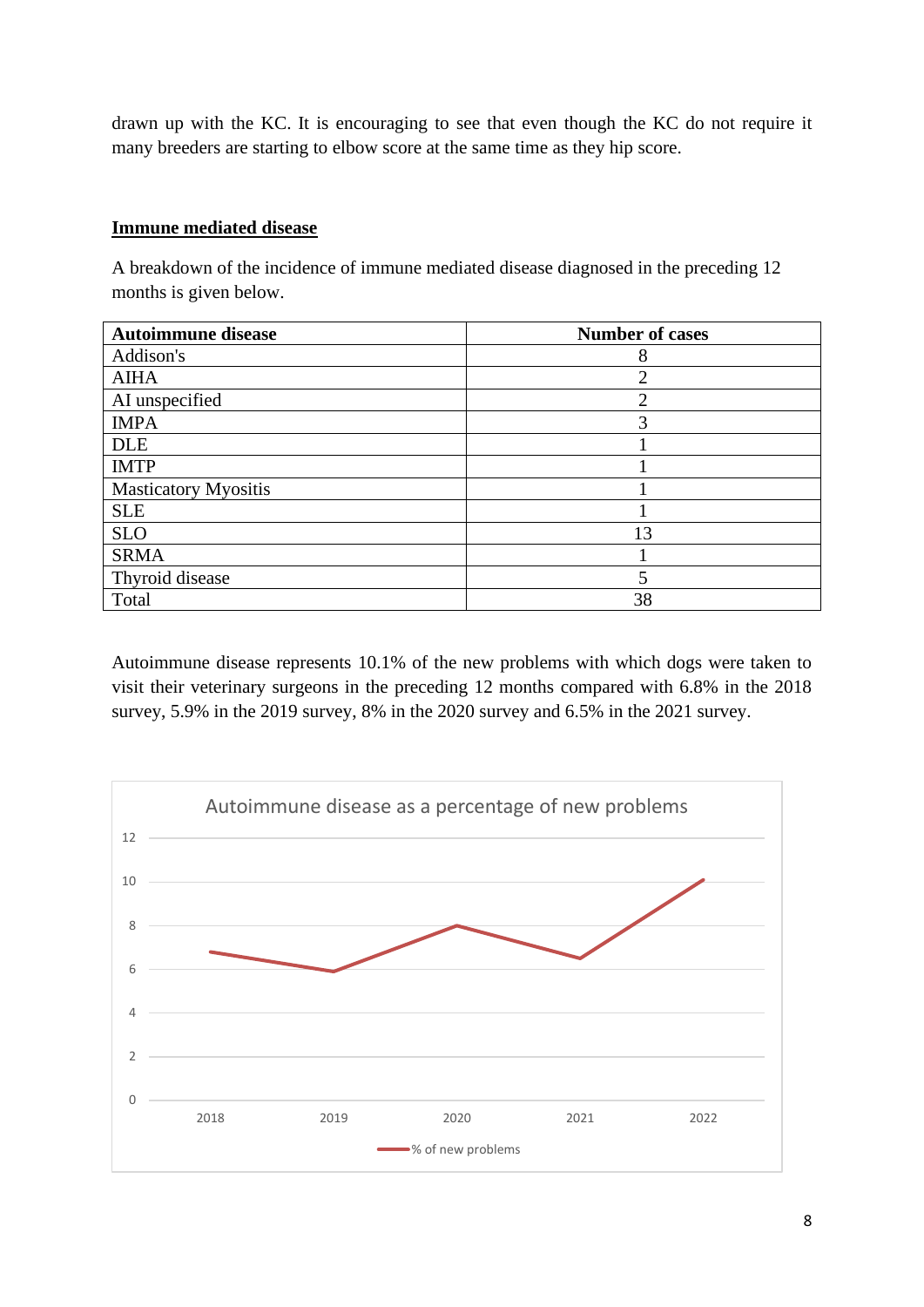drawn up with the KC. It is encouraging to see that even though the KC do not require it many breeders are starting to elbow score at the same time as they hip score.

## Immune mediated disease

A breakdown of the incidence of immune mediated disease diagnosed in the preceding 12 months is given below.

| Autoimmune disease | Number of cases |
|---|---|
| Addison's | 8 |
| AIHA | 2 |
| AI unspecified | 2 |
| IMPA | 3 |
| DLE | 1 |
| IMTP | 1 |
| Masticatory Myositis | 1 |
| SLE | 1 |
| SLO | 13 |
| SRMA | 1 |
| Thyroid disease | 5 |
| Total | 38 |

Autoimmune disease represents 10.1% of the new problems with which dogs were taken to visit their veterinary surgeons in the preceding 12 months compared with 6.8% in the 2018 survey, 5.9% in the 2019 survey, 8% in the 2020 survey and 6.5% in the 2021 survey.

Autoimmune disease as a percentage of new problems

| Year | % of new problems |
|---|---|
| 2018 | 6.8 |
| 2019 | 5.9 |
| 2020 | 8 |
| 2021 | 6.5 |
| 2022 | 10.1 |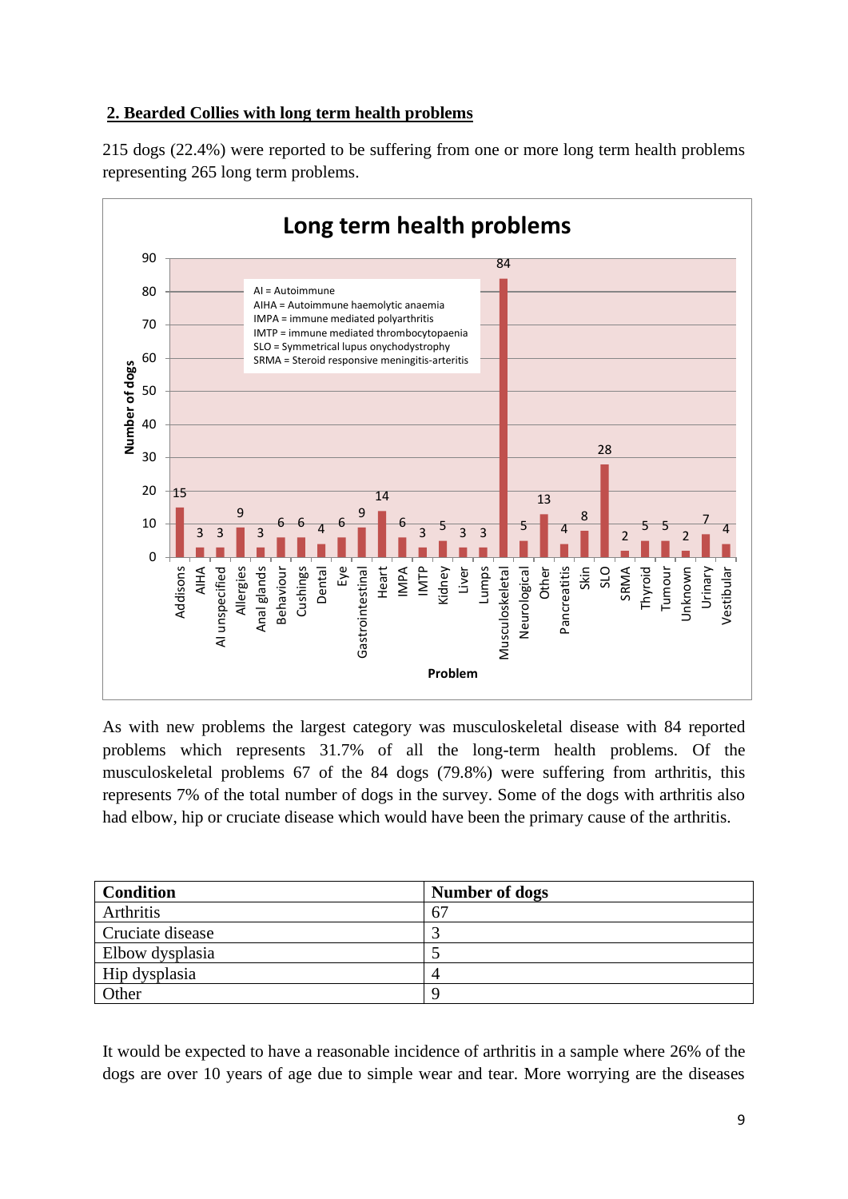## 2. Bearded Collies with long term health problems

215 dogs (22.4%) were reported to be suffering from one or more long term health problems representing 265 long term problems.

**Long term health problems**

AI = Autoimmune
AIHA = Autoimmune haemolytic anaemia
IMPA = immune mediated polyarthritis
IMTP = immune mediated thrombocytopaenia
SLO = Symmetrical lupus onychodystrophy
SRMA = Steroid responsive meningitis-arteritis

| Problem | Number of dogs |
|---|---|
| Addisons | 15 |
| AIHA | 3 |
| AI unspecified | 3 |
| Allergies | 9 |
| Anal glands | 3 |
| Behaviour | 6 |
| Cushings | 6 |
| Dental | 4 |
| Eye | 6 |
| Gastrointestinal | 9 |
| Heart | 14 |
| IMPA | 6 |
| IMTP | 3 |
| Kidney | 5 |
| Liver | 3 |
| Lumps | 3 |
| Musculoskeletal | 84 |
| Neurological | 5 |
| Other | 13 |
| Pancreatitis | 4 |
| Skin | 8 |
| SLO | 28 |
| SRMA | 2 |
| Thyroid | 5 |
| Tumour | 5 |
| Unknown | 2 |
| Urinary | 7 |
| Vestibular | 4 |

As with new problems the largest category was musculoskeletal disease with 84 reported problems which represents 31.7% of all the long-term health problems. Of the musculoskeletal problems 67 of the 84 dogs (79.8%) were suffering from arthritis, this represents 7% of the total number of dogs in the survey. Some of the dogs with arthritis also had elbow, hip or cruciate disease which would have been the primary cause of the arthritis.

| Condition | Number of dogs |
|---|---|
| Arthritis | 67 |
| Cruciate disease | 3 |
| Elbow dysplasia | 5 |
| Hip dysplasia | 4 |
| Other | 9 |

It would be expected to have a reasonable incidence of arthritis in a sample where 26% of the dogs are over 10 years of age due to simple wear and tear. More worrying are the diseases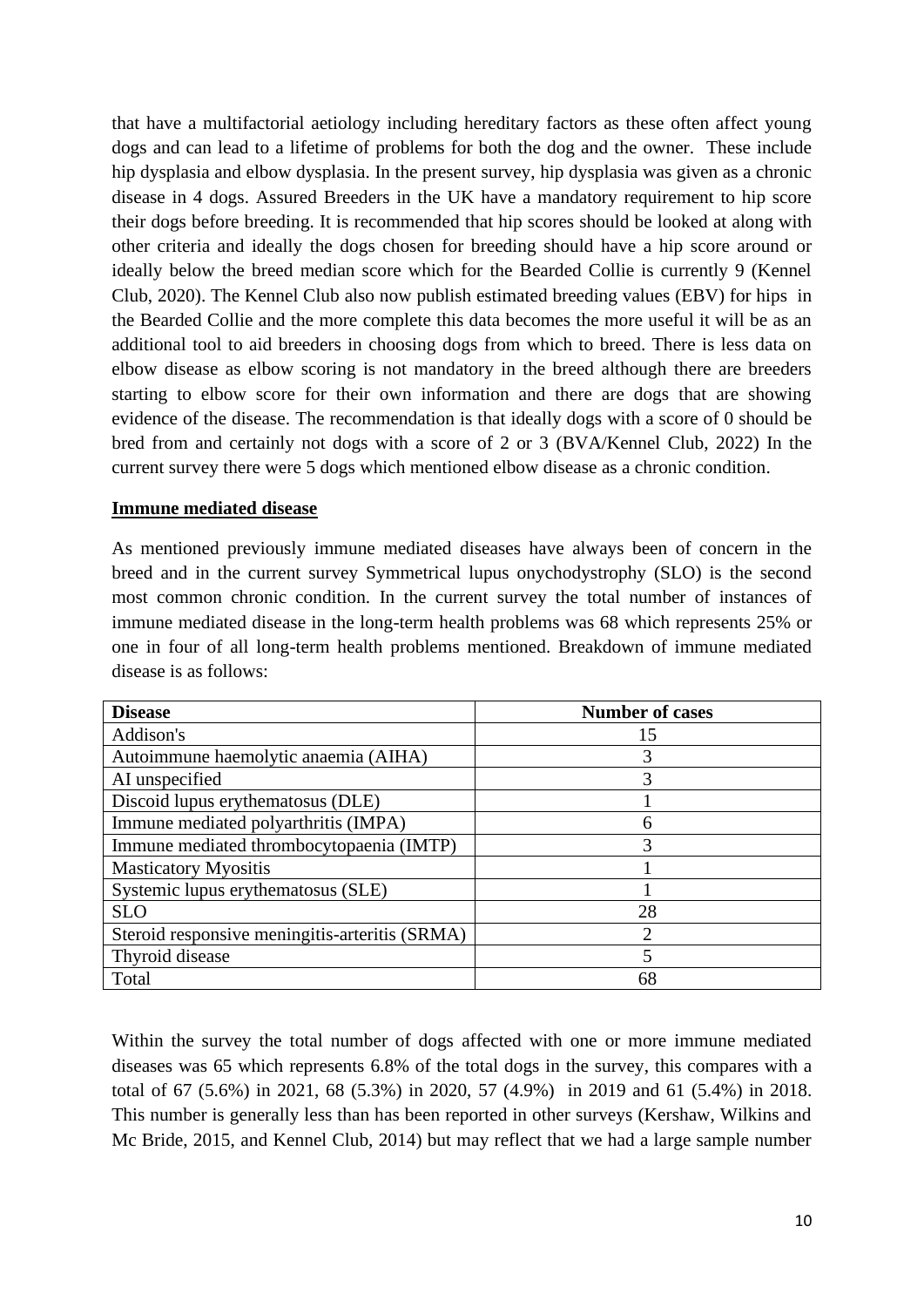that have a multifactorial aetiology including hereditary factors as these often affect young dogs and can lead to a lifetime of problems for both the dog and the owner. These include hip dysplasia and elbow dysplasia. In the present survey, hip dysplasia was given as a chronic disease in 4 dogs. Assured Breeders in the UK have a mandatory requirement to hip score their dogs before breeding. It is recommended that hip scores should be looked at along with other criteria and ideally the dogs chosen for breeding should have a hip score around or ideally below the breed median score which for the Bearded Collie is currently 9 (Kennel Club, 2020). The Kennel Club also now publish estimated breeding values (EBV) for hips in the Bearded Collie and the more complete this data becomes the more useful it will be as an additional tool to aid breeders in choosing dogs from which to breed. There is less data on elbow disease as elbow scoring is not mandatory in the breed although there are breeders starting to elbow score for their own information and there are dogs that are showing evidence of the disease. The recommendation is that ideally dogs with a score of 0 should be bred from and certainly not dogs with a score of 2 or 3 (BVA/Kennel Club, 2022) In the current survey there were 5 dogs which mentioned elbow disease as a chronic condition.

**Immune mediated disease**

As mentioned previously immune mediated diseases have always been of concern in the breed and in the current survey Symmetrical lupus onychodystrophy (SLO) is the second most common chronic condition. In the current survey the total number of instances of immune mediated disease in the long-term health problems was 68 which represents 25% or one in four of all long-term health problems mentioned. Breakdown of immune mediated disease is as follows:

| Disease | Number of cases |
|---|---|
| Addison's | 15 |
| Autoimmune haemolytic anaemia (AIHA) | 3 |
| AI unspecified | 3 |
| Discoid lupus erythematosus (DLE) | 1 |
| Immune mediated polyarthritis (IMPA) | 6 |
| Immune mediated thrombocytopaenia (IMTP) | 3 |
| Masticatory Myositis | 1 |
| Systemic lupus erythematosus (SLE) | 1 |
| SLO | 28 |
| Steroid responsive meningitis-arteritis (SRMA) | 2 |
| Thyroid disease | 5 |
| Total | 68 |

Within the survey the total number of dogs affected with one or more immune mediated diseases was 65 which represents 6.8% of the total dogs in the survey, this compares with a total of 67 (5.6%) in 2021, 68 (5.3%) in 2020, 57 (4.9%) in 2019 and 61 (5.4%) in 2018. This number is generally less than has been reported in other surveys (Kershaw, Wilkins and Mc Bride, 2015, and Kennel Club, 2014) but may reflect that we had a large sample number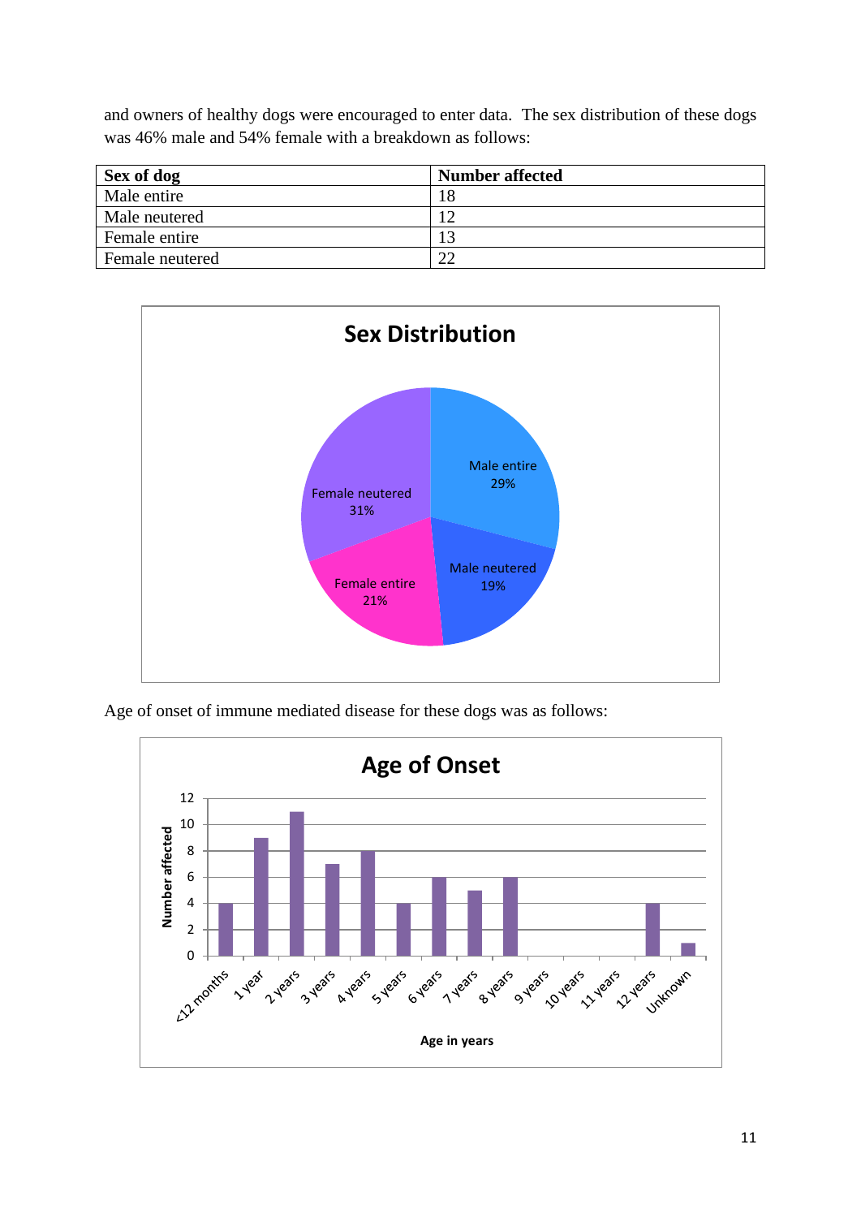and owners of healthy dogs were encouraged to enter data. The sex distribution of these dogs was 46% male and 54% female with a breakdown as follows:

| Sex of dog | Number affected |
|---|---|
| Male entire | 18 |
| Male neutered | 12 |
| Female entire | 13 |
| Female neutered | 22 |

Age of onset of immune mediated disease for these dogs was as follows: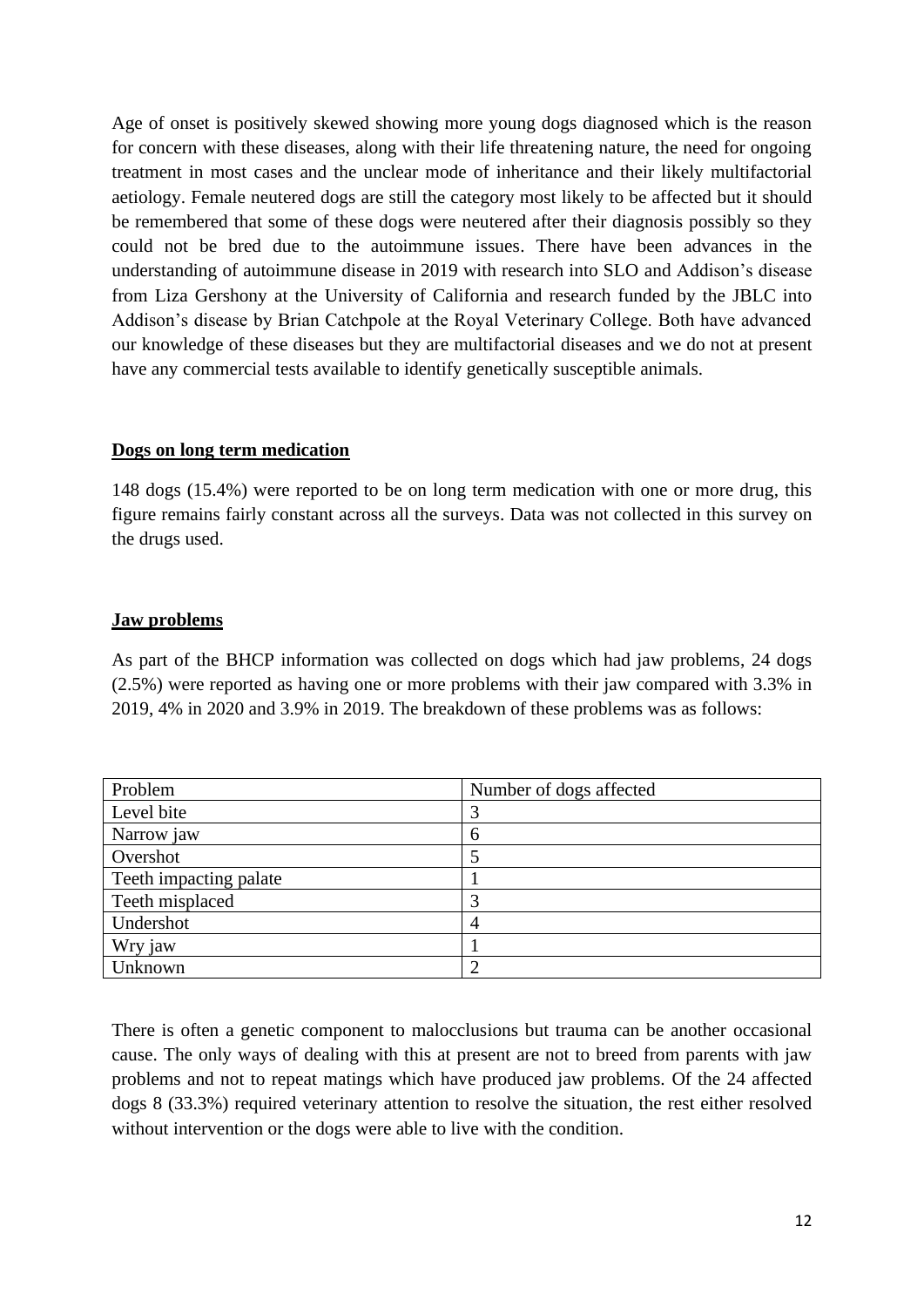Age of onset is positively skewed showing more young dogs diagnosed which is the reason for concern with these diseases, along with their life threatening nature, the need for ongoing treatment in most cases and the unclear mode of inheritance and their likely multifactorial aetiology. Female neutered dogs are still the category most likely to be affected but it should be remembered that some of these dogs were neutered after their diagnosis possibly so they could not be bred due to the autoimmune issues. There have been advances in the understanding of autoimmune disease in 2019 with research into SLO and Addison's disease from Liza Gershony at the University of California and research funded by the JBLC into Addison's disease by Brian Catchpole at the Royal Veterinary College. Both have advanced our knowledge of these diseases but they are multifactorial diseases and we do not at present have any commercial tests available to identify genetically susceptible animals.

**Dogs on long term medication**

148 dogs (15.4%) were reported to be on long term medication with one or more drug, this figure remains fairly constant across all the surveys. Data was not collected in this survey on the drugs used.

**Jaw problems**

As part of the BHCP information was collected on dogs which had jaw problems, 24 dogs (2.5%) were reported as having one or more problems with their jaw compared with 3.3% in 2019, 4% in 2020 and 3.9% in 2019. The breakdown of these problems was as follows:

| Problem | Number of dogs affected |
|---|---|
| Level bite | 3 |
| Narrow jaw | 6 |
| Overshot | 5 |
| Teeth impacting palate | 1 |
| Teeth misplaced | 3 |
| Undershot | 4 |
| Wry jaw | 1 |
| Unknown | 2 |

There is often a genetic component to malocclusions but trauma can be another occasional cause. The only ways of dealing with this at present are not to breed from parents with jaw problems and not to repeat matings which have produced jaw problems. Of the 24 affected dogs 8 (33.3%) required veterinary attention to resolve the situation, the rest either resolved without intervention or the dogs were able to live with the condition.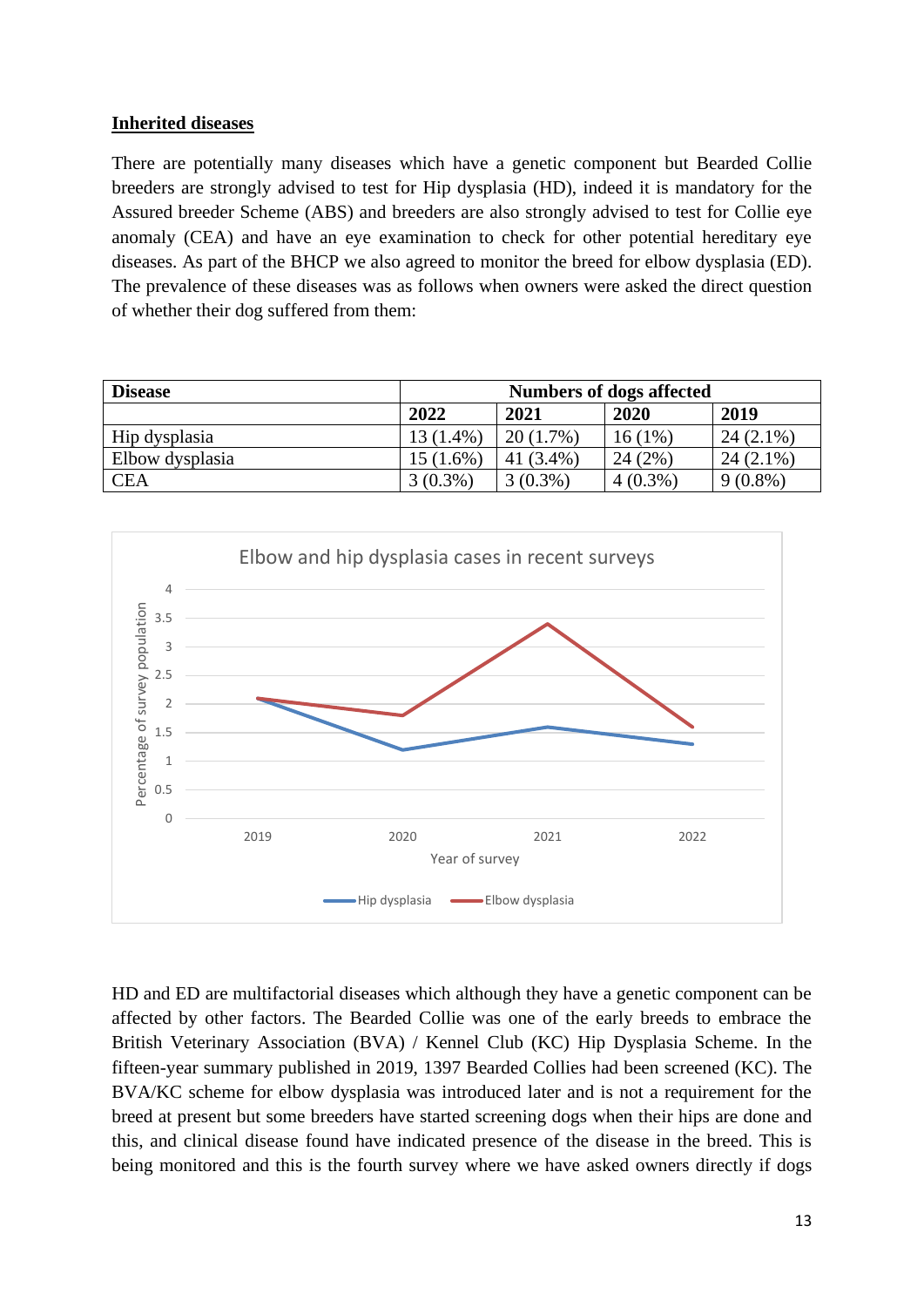**Inherited diseases**

There are potentially many diseases which have a genetic component but Bearded Collie breeders are strongly advised to test for Hip dysplasia (HD), indeed it is mandatory for the Assured breeder Scheme (ABS) and breeders are also strongly advised to test for Collie eye anomaly (CEA) and have an eye examination to check for other potential hereditary eye diseases. As part of the BHCP we also agreed to monitor the breed for elbow dysplasia (ED). The prevalence of these diseases was as follows when owners were asked the direct question of whether their dog suffered from them:

| **Disease** | **Numbers of dogs affected** | | | |
|---|---|---|---|---|
| | **2022** | **2021** | **2020** | **2019** |
| Hip dysplasia | 13 (1.4%) | 20 (1.7%) | 16 (1%) | 24 (2.1%) |
| Elbow dysplasia | 15 (1.6%) | 41 (3.4%) | 24 (2%) | 24 (2.1%) |
| CEA | 3 (0.3%) | 3 (0.3%) | 4 (0.3%) | 9 (0.8%) |

Elbow and hip dysplasia cases in recent surveys

HD and ED are multifactorial diseases which although they have a genetic component can be affected by other factors. The Bearded Collie was one of the early breeds to embrace the British Veterinary Association (BVA) / Kennel Club (KC) Hip Dysplasia Scheme. In the fifteen-year summary published in 2019, 1397 Bearded Collies had been screened (KC). The BVA/KC scheme for elbow dysplasia was introduced later and is not a requirement for the breed at present but some breeders have started screening dogs when their hips are done and this, and clinical disease found have indicated presence of the disease in the breed. This is being monitored and this is the fourth survey where we have asked owners directly if dogs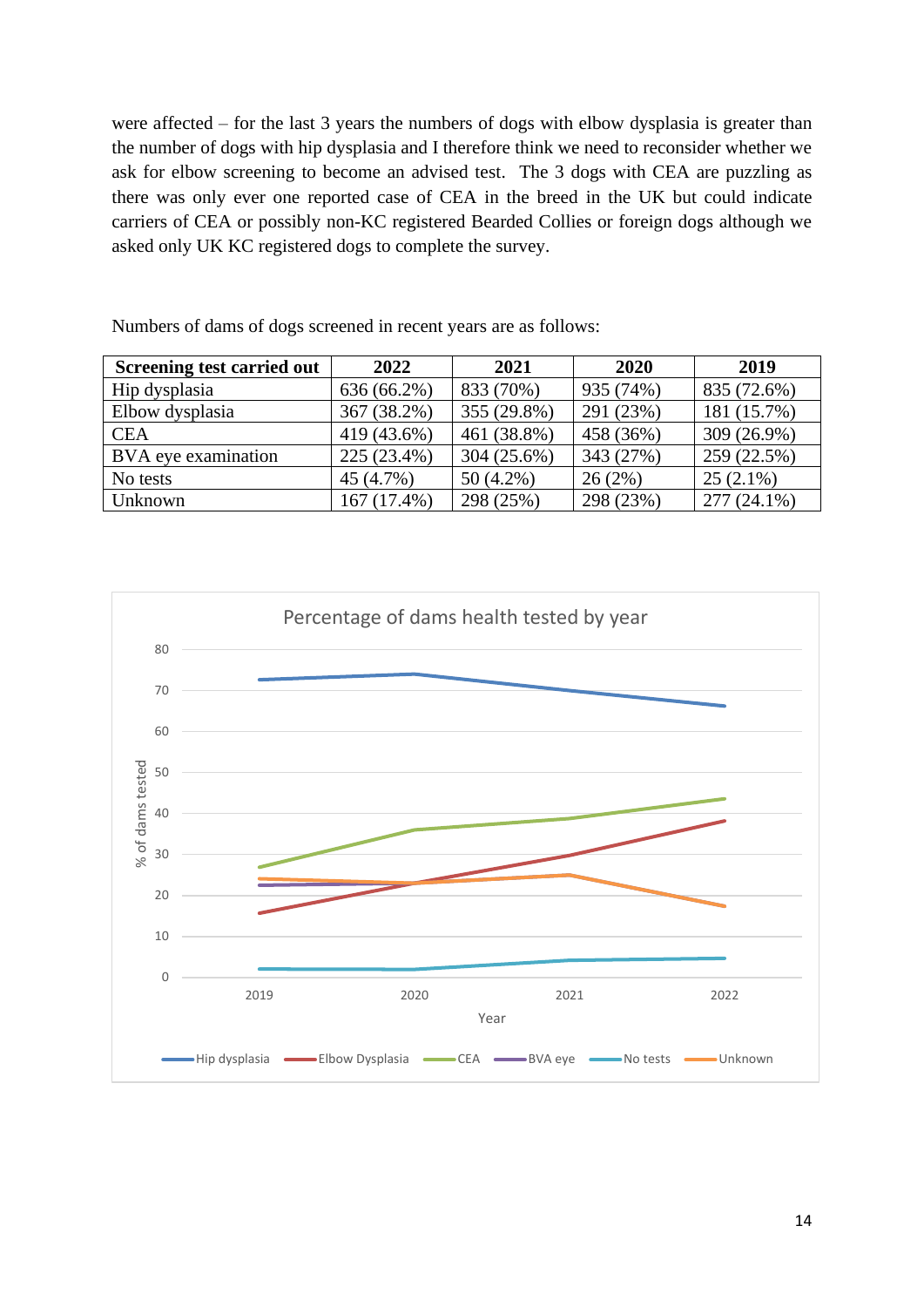were affected – for the last 3 years the numbers of dogs with elbow dysplasia is greater than the number of dogs with hip dysplasia and I therefore think we need to reconsider whether we ask for elbow screening to become an advised test. The 3 dogs with CEA are puzzling as there was only ever one reported case of CEA in the breed in the UK but could indicate carriers of CEA or possibly non-KC registered Bearded Collies or foreign dogs although we asked only UK KC registered dogs to complete the survey.

Numbers of dams of dogs screened in recent years are as follows:

| Screening test carried out | 2022 | 2021 | 2020 | 2019 |
|---|---|---|---|---|
| Hip dysplasia | 636 (66.2%) | 833 (70%) | 935 (74%) | 835 (72.6%) |
| Elbow dysplasia | 367 (38.2%) | 355 (29.8%) | 291 (23%) | 181 (15.7%) |
| CEA | 419 (43.6%) | 461 (38.8%) | 458 (36%) | 309 (26.9%) |
| BVA eye examination | 225 (23.4%) | 304 (25.6%) | 343 (27%) | 259 (22.5%) |
| No tests | 45 (4.7%) | 50 (4.2%) | 26 (2%) | 25 (2.1%) |
| Unknown | 167 (17.4%) | 298 (25%) | 298 (23%) | 277 (24.1%) |

Percentage of dams health tested by year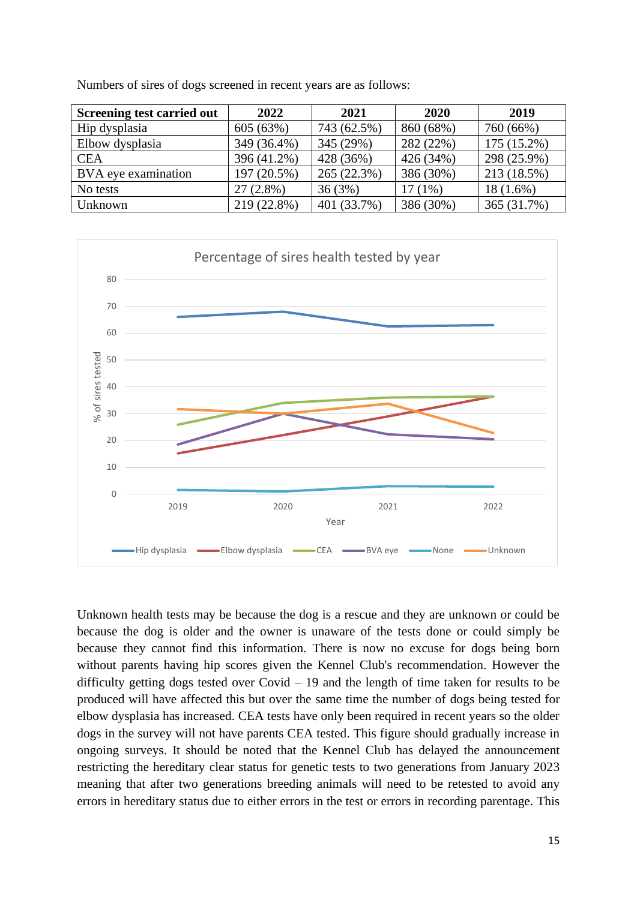Numbers of sires of dogs screened in recent years are as follows:

| Screening test carried out | 2022 | 2021 | 2020 | 2019 |
|---|---|---|---|---|
| Hip dysplasia | 605 (63%) | 743 (62.5%) | 860 (68%) | 760 (66%) |
| Elbow dysplasia | 349 (36.4%) | 345 (29%) | 282 (22%) | 175 (15.2%) |
| CEA | 396 (41.2%) | 428 (36%) | 426 (34%) | 298 (25.9%) |
| BVA eye examination | 197 (20.5%) | 265 (22.3%) | 386 (30%) | 213 (18.5%) |
| No tests | 27 (2.8%) | 36 (3%) | 17 (1%) | 18 (1.6%) |
| Unknown | 219 (22.8%) | 401 (33.7%) | 386 (30%) | 365 (31.7%) |

Percentage of sires health tested by year

Unknown health tests may be because the dog is a rescue and they are unknown or could be because the dog is older and the owner is unaware of the tests done or could simply be because they cannot find this information. There is now no excuse for dogs being born without parents having hip scores given the Kennel Club's recommendation. However the difficulty getting dogs tested over Covid – 19 and the length of time taken for results to be produced will have affected this but over the same time the number of dogs being tested for elbow dysplasia has increased. CEA tests have only been required in recent years so the older dogs in the survey will not have parents CEA tested. This figure should gradually increase in ongoing surveys. It should be noted that the Kennel Club has delayed the announcement restricting the hereditary clear status for genetic tests to two generations from January 2023 meaning that after two generations breeding animals will need to be retested to avoid any errors in hereditary status due to either errors in the test or errors in recording parentage. This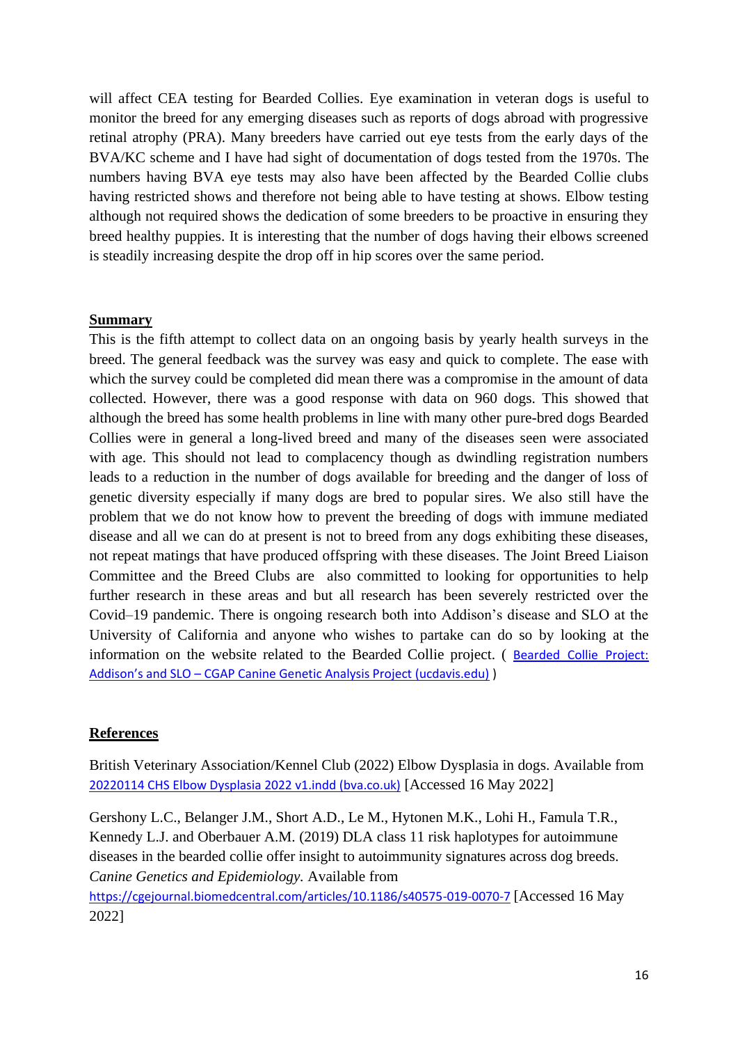will affect CEA testing for Bearded Collies. Eye examination in veteran dogs is useful to monitor the breed for any emerging diseases such as reports of dogs abroad with progressive retinal atrophy (PRA). Many breeders have carried out eye tests from the early days of the BVA/KC scheme and I have had sight of documentation of dogs tested from the 1970s. The numbers having BVA eye tests may also have been affected by the Bearded Collie clubs having restricted shows and therefore not being able to have testing at shows. Elbow testing although not required shows the dedication of some breeders to be proactive in ensuring they breed healthy puppies. It is interesting that the number of dogs having their elbows screened is steadily increasing despite the drop off in hip scores over the same period.

## Summary

This is the fifth attempt to collect data on an ongoing basis by yearly health surveys in the breed. The general feedback was the survey was easy and quick to complete. The ease with which the survey could be completed did mean there was a compromise in the amount of data collected. However, there was a good response with data on 960 dogs. This showed that although the breed has some health problems in line with many other pure-bred dogs Bearded Collies were in general a long-lived breed and many of the diseases seen were associated with age. This should not lead to complacency though as dwindling registration numbers leads to a reduction in the number of dogs available for breeding and the danger of loss of genetic diversity especially if many dogs are bred to popular sires. We also still have the problem that we do not know how to prevent the breeding of dogs with immune mediated disease and all we can do at present is not to breed from any dogs exhibiting these diseases, not repeat matings that have produced offspring with these diseases. The Joint Breed Liaison Committee and the Breed Clubs are also committed to looking for opportunities to help further research in these areas and but all research has been severely restricted over the Covid–19 pandemic. There is ongoing research both into Addison's disease and SLO at the University of California and anyone who wishes to partake can do so by looking at the information on the website related to the Bearded Collie project. ( Bearded Collie Project: Addison's and SLO – CGAP Canine Genetic Analysis Project (ucdavis.edu) )

## References

British Veterinary Association/Kennel Club (2022) Elbow Dysplasia in dogs. Available from 20220114 CHS Elbow Dysplasia 2022 v1.indd (bva.co.uk) [Accessed 16 May 2022]

Gershony L.C., Belanger J.M., Short A.D., Le M., Hytonen M.K., Lohi H., Famula T.R., Kennedy L.J. and Oberbauer A.M. (2019) DLA class 11 risk haplotypes for autoimmune diseases in the bearded collie offer insight to autoimmunity signatures across dog breeds. *Canine Genetics and Epidemiology.* Available from https://cgejournal.biomedcentral.com/articles/10.1186/s40575-019-0070-7 [Accessed 16 May 2022]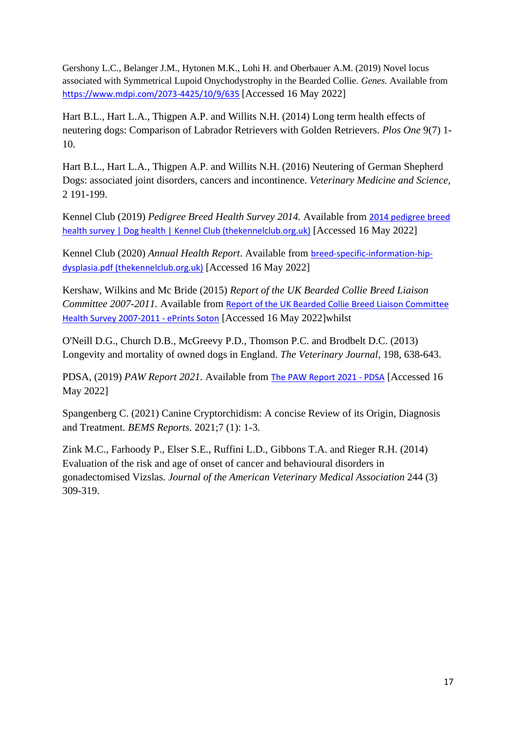Gershony L.C., Belanger J.M., Hytonen M.K., Lohi H. and Oberbauer A.M. (2019) Novel locus associated with Symmetrical Lupoid Onychodystrophy in the Bearded Collie. *Genes.* Available from https://www.mdpi.com/2073-4425/10/9/635 [Accessed 16 May 2022]

Hart B.L., Hart L.A., Thigpen A.P. and Willits N.H. (2014) Long term health effects of neutering dogs: Comparison of Labrador Retrievers with Golden Retrievers. *Plos One* 9(7) 1-10.

Hart B.L., Hart L.A., Thigpen A.P. and Willits N.H. (2016) Neutering of German Shepherd Dogs: associated joint disorders, cancers and incontinence. *Veterinary Medicine and Science*, 2 191-199.

Kennel Club (2019) *Pedigree Breed Health Survey 2014.* Available from 2014 pedigree breed health survey | Dog health | Kennel Club (thekennelclub.org.uk) [Accessed 16 May 2022]

Kennel Club (2020) *Annual Health Report*. Available from breed-specific-information-hip-dysplasia.pdf (thekennelclub.org.uk) [Accessed 16 May 2022]

Kershaw, Wilkins and Mc Bride (2015) *Report of the UK Bearded Collie Breed Liaison Committee 2007-2011.* Available from Report of the UK Bearded Collie Breed Liaison Committee Health Survey 2007-2011 - ePrints Soton [Accessed 16 May 2022]whilst

O'Neill D.G., Church D.B., McGreevy P.D., Thomson P.C. and Brodbelt D.C. (2013) Longevity and mortality of owned dogs in England. *The Veterinary Journal*, 198, 638-643.

PDSA, (2019) *PAW Report 2021.* Available from The PAW Report 2021 - PDSA [Accessed 16 May 2022]

Spangenberg C. (2021) Canine Cryptorchidism: A concise Review of its Origin, Diagnosis and Treatment. *BEMS Reports.* 2021;7 (1): 1-3.

Zink M.C., Farhoody P., Elser S.E., Ruffini L.D., Gibbons T.A. and Rieger R.H. (2014) Evaluation of the risk and age of onset of cancer and behavioural disorders in gonadectomised Vizslas. *Journal of the American Veterinary Medical Association* 244 (3) 309-319.